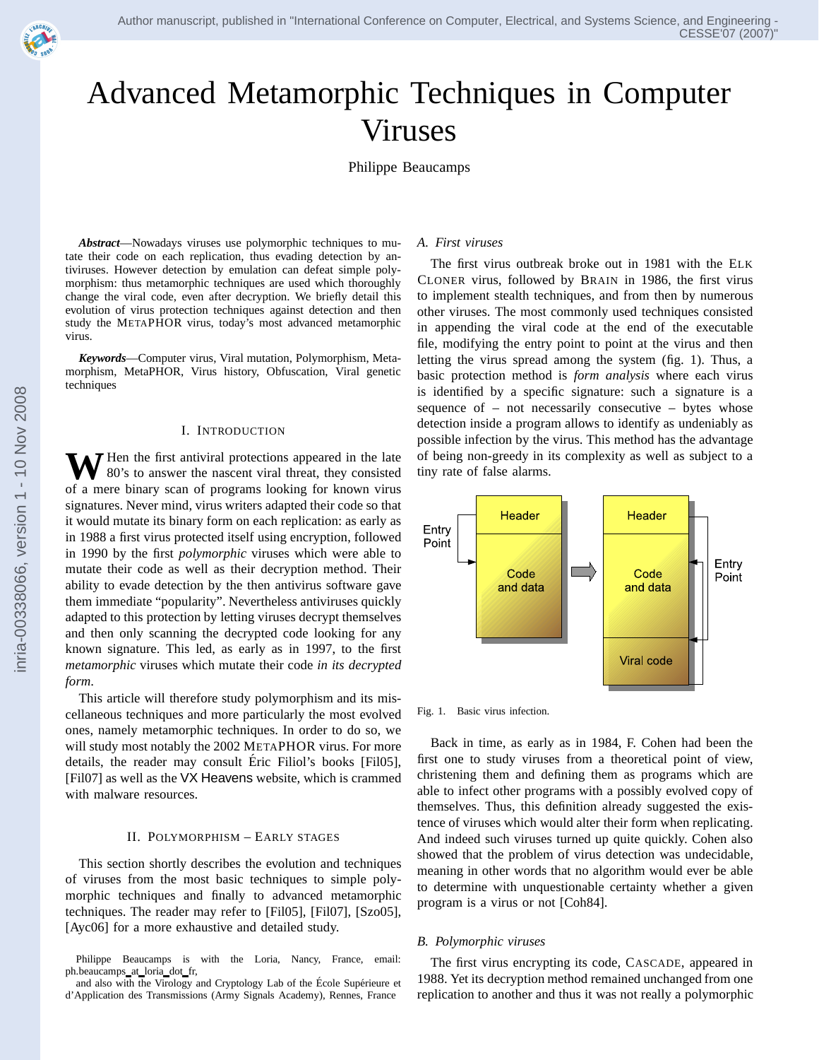# Advanced Metamorphic Techniques in Computer Viruses

Philippe Beaucamps

***Abstract*****—**Nowadays viruses use polymorphic techniques to mutate their code on each replication, thus evading detection by antiviruses. However detection by emulation can defeat simple polymorphism: thus metamorphic techniques are used which thoroughly change the viral code, even after decryption. We briefly detail this evolution of virus protection techniques against detection and then study the METAPHOR virus, today's most advanced metamorphic virus.

***Keywords*****—**Computer virus, Viral mutation, Polymorphism, Metamorphism, MetaPHOR, Virus history, Obfuscation, Viral genetic techniques

## I. Introduction

When the first antiviral protections appeared in the late 80's to answer the nascent viral threat, they consisted of a mere binary scan of programs looking for known virus signatures. Never mind, virus writers adapted their code so that it would mutate its binary form on each replication: as early as in 1988 a first virus protected itself using encryption, followed in 1990 by the first *polymorphic* viruses which were able to mutate their code as well as their decryption method. Their ability to evade detection by the then antivirus software gave them immediate "popularity". Nevertheless antiviruses quickly adapted to this protection by letting viruses decrypt themselves and then only scanning the decrypted code looking for any known signature. This led, as early as in 1997, to the first *metamorphic* viruses which mutate their code *in its decrypted form*.

This article will therefore study polymorphism and its miscellaneous techniques and more particularly the most evolved ones, namely metamorphic techniques. In order to do so, we will study most notably the 2002 METAPHOR virus. For more details, the reader may consult Éric Filiol's books [Fil05], [Fil07] as well as the VX Heavens website, which is crammed with malware resources.

## II. Polymorphism – Early stages

This section shortly describes the evolution and techniques of viruses from the most basic techniques to simple polymorphic techniques and finally to advanced metamorphic techniques. The reader may refer to [Fil05], [Fil07], [Szo05], [Ayc06] for a more exhaustive and detailed study.

Philippe Beaucamps is with the Loria, Nancy, France, email: ph.beaucamps_at_loria_dot_fr,
and also with the Virology and Cryptology Lab of the École Supérieure et d'Application des Transmissions (Army Signals Academy), Rennes, France

### A. First viruses

The first virus outbreak broke out in 1981 with the ELK CLONER virus, followed by BRAIN in 1986, the first virus to implement stealth techniques, and from then by numerous other viruses. The most commonly used techniques consisted in appending the viral code at the end of the executable file, modifying the entry point to point at the virus and then letting the virus spread among the system (fig. 1). Thus, a basic protection method is *form analysis* where each virus is identified by a specific signature: such a signature is a sequence of – not necessarily consecutive – bytes whose detection inside a program allows to identify as undeniably as possible infection by the virus. This method has the advantage of being non-greedy in its complexity as well as subject to a tiny rate of false alarms.

Fig. 1. Basic virus infection.

Back in time, as early as in 1984, F. Cohen had been the first one to study viruses from a theoretical point of view, christening them and defining them as programs which are able to infect other programs with a possibly evolved copy of themselves. Thus, this definition already suggested the existence of viruses which would alter their form when replicating. And indeed such viruses turned up quite quickly. Cohen also showed that the problem of virus detection was undecidable, meaning in other words that no algorithm would ever be able to determine with unquestionable certainty whether a given program is a virus or not [Coh84].

### B. Polymorphic viruses

The first virus encrypting its code, CASCADE, appeared in 1988. Yet its decryption method remained unchanged from one replication to another and thus it was not really a polymorphic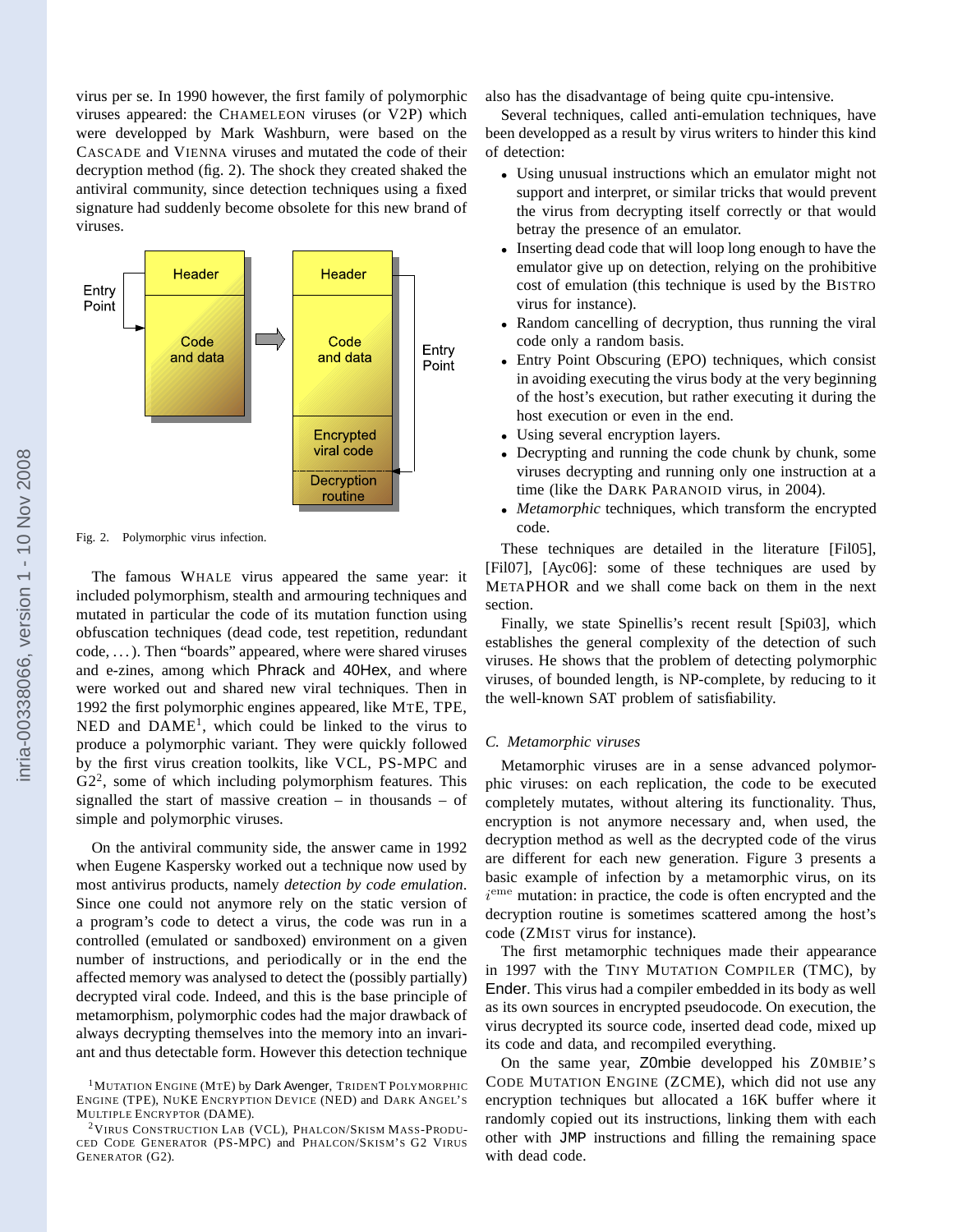virus per se. In 1990 however, the first family of polymorphic viruses appeared: the CHAMELEON viruses (or V2P) which were developped by Mark Washburn, were based on the CASCADE and VIENNA viruses and mutated the code of their decryption method (fig. 2). The shock they created shaked the antiviral community, since detection techniques using a fixed signature had suddenly become obsolete for this new brand of viruses.

Fig. 2. Polymorphic virus infection.

The famous WHALE virus appeared the same year: it included polymorphism, stealth and armouring techniques and mutated in particular the code of its mutation function using obfuscation techniques (dead code, test repetition, redundant code, ...). Then "boards" appeared, where were shared viruses and e-zines, among which Phrack and 40Hex, and where were worked out and shared new viral techniques. Then in 1992 the first polymorphic engines appeared, like MTE, TPE, NED and DAME[1], which could be linked to the virus to produce a polymorphic variant. They were quickly followed by the first virus creation toolkits, like VCL, PS-MPC and G2[2], some of which including polymorphism features. This signalled the start of massive creation – in thousands – of simple and polymorphic viruses.

On the antiviral community side, the answer came in 1992 when Eugene Kaspersky worked out a technique now used by most antivirus products, namely *detection by code emulation*. Since one could not anymore rely on the static version of a program's code to detect a virus, the code was run in a controlled (emulated or sandboxed) environment on a given number of instructions, and periodically or in the end the affected memory was analysed to detect the (possibly partially) decrypted viral code. Indeed, and this is the base principle of metamorphism, polymorphic codes had the major drawback of always decrypting themselves into the memory into an invariant and thus detectable form. However this detection technique also has the disadvantage of being quite cpu-intensive.

Several techniques, called anti-emulation techniques, have been developped as a result by virus writers to hinder this kind of detection:

- Using unusual instructions which an emulator might not support and interpret, or similar tricks that would prevent the virus from decrypting itself correctly or that would betray the presence of an emulator.
- Inserting dead code that will loop long enough to have the emulator give up on detection, relying on the prohibitive cost of emulation (this technique is used by the BISTRO virus for instance).
- Random cancelling of decryption, thus running the viral code only a random basis.
- Entry Point Obscuring (EPO) techniques, which consist in avoiding executing the virus body at the very beginning of the host's execution, but rather executing it during the host execution or even in the end.
- Using several encryption layers.
- Decrypting and running the code chunk by chunk, some viruses decrypting and running only one instruction at a time (like the DARK PARANOID virus, in 2004).
- *Metamorphic* techniques, which transform the encrypted code.

These techniques are detailed in the literature [Fil05], [Fil07], [Ayc06]: some of these techniques are used by METAPHOR and we shall come back on them in the next section.

Finally, we state Spinellis's recent result [Spi03], which establishes the general complexity of the detection of such viruses. He shows that the problem of detecting polymorphic viruses, of bounded length, is NP-complete, by reducing to it the well-known SAT problem of satisfiability.

### C. Metamorphic viruses

Metamorphic viruses are in a sense advanced polymorphic viruses: on each replication, the code to be executed completely mutates, without altering its functionality. Thus, encryption is not anymore necessary and, when used, the decryption method as well as the decrypted code of the virus are different for each new generation. Figure 3 presents a basic example of infection by a metamorphic virus, on its $i^{\text{eme}}$ mutation: in practice, the code is often encrypted and the decryption routine is sometimes scattered among the host's code (ZMIST virus for instance).

The first metamorphic techniques made their appearance in 1997 with the TINY MUTATION COMPILER (TMC), by Ender. This virus had a compiler embedded in its body as well as its own sources in encrypted pseudocode. On execution, the virus decrypted its source code, inserted dead code, mixed up its code and data, and recompiled everything.

On the same year, Z0mbie developped his Z0MBIE'S CODE MUTATION ENGINE (ZCME), which did not use any encryption techniques but allocated a 16K buffer where it randomly copied out its instructions, linking them with each other with `JMP` instructions and filling the remaining space with dead code.

[1] MUTATION ENGINE (MTE) by Dark Avenger, TRIDENT POLYMORPHIC ENGINE (TPE), NUKE ENCRYPTION DEVICE (NED) and DARK ANGEL'S MULTIPLE ENCRYPTOR (DAME).

[2] VIRUS CONSTRUCTION LAB (VCL), PHALCON/SKISM MASS-PRODUCED CODE GENERATOR (PS-MPC) and PHALCON/SKISM'S G2 VIRUS GENERATOR (G2).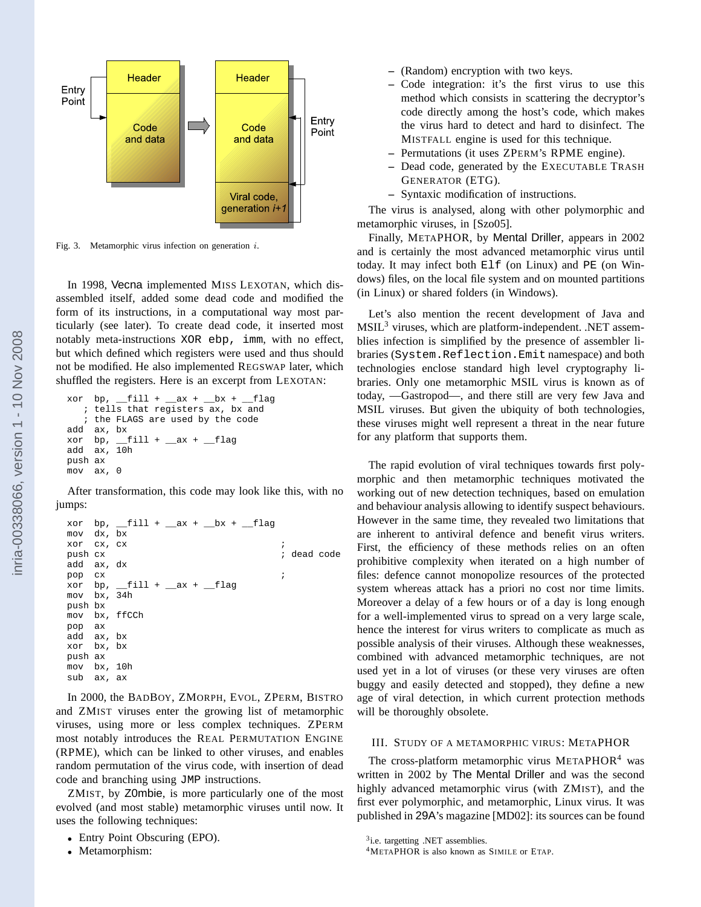Fig. 3. Metamorphic virus infection on generation $i$.

In 1998, Vecna implemented MISS LEXOTAN, which disassembled itself, added some dead code and modified the form of its instructions, in a computational way most particularly (see later). To create dead code, it inserted most notably meta-instructions `XOR ebp, imm`, with no effect, but which defined which registers were used and thus should not be modified. He also implemented REGSWAP later, which shuffled the registers. Here is an excerpt from LEXOTAN:

```
xor  bp, __fill + __ax + __bx + __flag
   ; tells that registers ax, bx and
   ; the FLAGS are used by the code
add  ax, bx
xor  bp, __fill + __ax + __flag
add  ax, 10h
push ax
mov  ax, 0
```

After transformation, this code may look like this, with no jumps:

```
xor  bp, __fill + __ax + __bx + __flag
mov  dx, bx
xor  cx, cx                              ;
push cx                                  ; dead code
add  ax, dx
pop  cx                                  ;
xor  bp, __fill + __ax + __flag
mov  bx, 34h
push bx
mov  bx, ffCCh
pop  ax
add  ax, bx
xor  bx, bx
push ax
mov  bx, 10h
sub  bx, ax
```

In 2000, the BADBOY, ZMORPH, EVOL, ZPERM, BISTRO and ZMIST viruses enter the growing list of metamorphic viruses, using more or less complex techniques. ZPERM most notably introduces the REAL PERMUTATION ENGINE (RPME), which can be linked to other viruses, and enables random permutation of the virus code, with insertion of dead code and branching using `JMP` instructions.

ZMIST, by Z0mbie, is more particularly one of the most evolved (and most stable) metamorphic viruses until now. It uses the following techniques:

- Entry Point Obscuring (EPO).
- Metamorphism:
  - (Random) encryption with two keys.
  - Code integration: it's the first virus to use this method which consists in scattering the decryptor's code directly among the host's code, which makes the virus hard to detect and hard to disinfect. The MISTFALL engine is used for this technique.
  - Permutations (it uses ZPERM's RPME engine).
  - Dead code, generated by the EXECUTABLE TRASH GENERATOR (ETG).
  - Syntaxic modification of instructions.

The virus is analysed, along with other polymorphic and metamorphic viruses, in [Szo05].

Finally, METAPHOR, by Mental Driller, appears in 2002 and is certainly the most advanced metamorphic virus until today. It may infect both `Elf` (on Linux) and `PE` (on Windows) files, on the local file system and on mounted partitions (in Linux) or shared folders (in Windows).

Let's also mention the recent development of Java and MSIL[3] viruses, which are platform-independent. .NET assemblies infection is simplified by the presence of assembler libraries (`System.Reflection.Emit` namespace) and both technologies enclose standard high level cryptography libraries. Only one metamorphic MSIL virus is known as of today, —Gastropod—, and there still are very few Java and MSIL viruses. But given the ubiquity of both technologies, these viruses might well represent a threat in the near future for any platform that supports them.

The rapid evolution of viral techniques towards first polymorphic and then metamorphic techniques motivated the working out of new detection techniques, based on emulation and behaviour analysis allowing to identify suspect behaviours. However in the same time, they revealed two limitations that are inherent to antiviral defence and benefit virus writers. First, the efficiency of these methods relies on an often prohibitive complexity when iterated on a high number of files: defence cannot monopolize resources of the protected system whereas attack has a priori no cost nor time limits. Moreover a delay of a few hours or of a day is long enough for a well-implemented virus to spread on a very large scale, hence the interest for virus writers to complicate as much as possible analysis of their viruses. Although these weaknesses, combined with advanced metamorphic techniques, are not used yet in a lot of viruses (or these very viruses are often buggy and easily detected and stopped), they define a new age of viral detection, in which current protection methods will be thoroughly obsolete.

## III. STUDY OF A METAMORPHIC VIRUS: METAPHOR

The cross-platform metamorphic virus METAPHOR[4] was written in 2002 by The Mental Driller and was the second highly advanced metamorphic virus (with ZMIST), and the first ever polymorphic, and metamorphic, Linux virus. It was published in 29A's magazine [MD02]: its sources can be found

[3] i.e. targetting .NET assemblies.

[4] METAPHOR is also known as SIMILE or ETAP.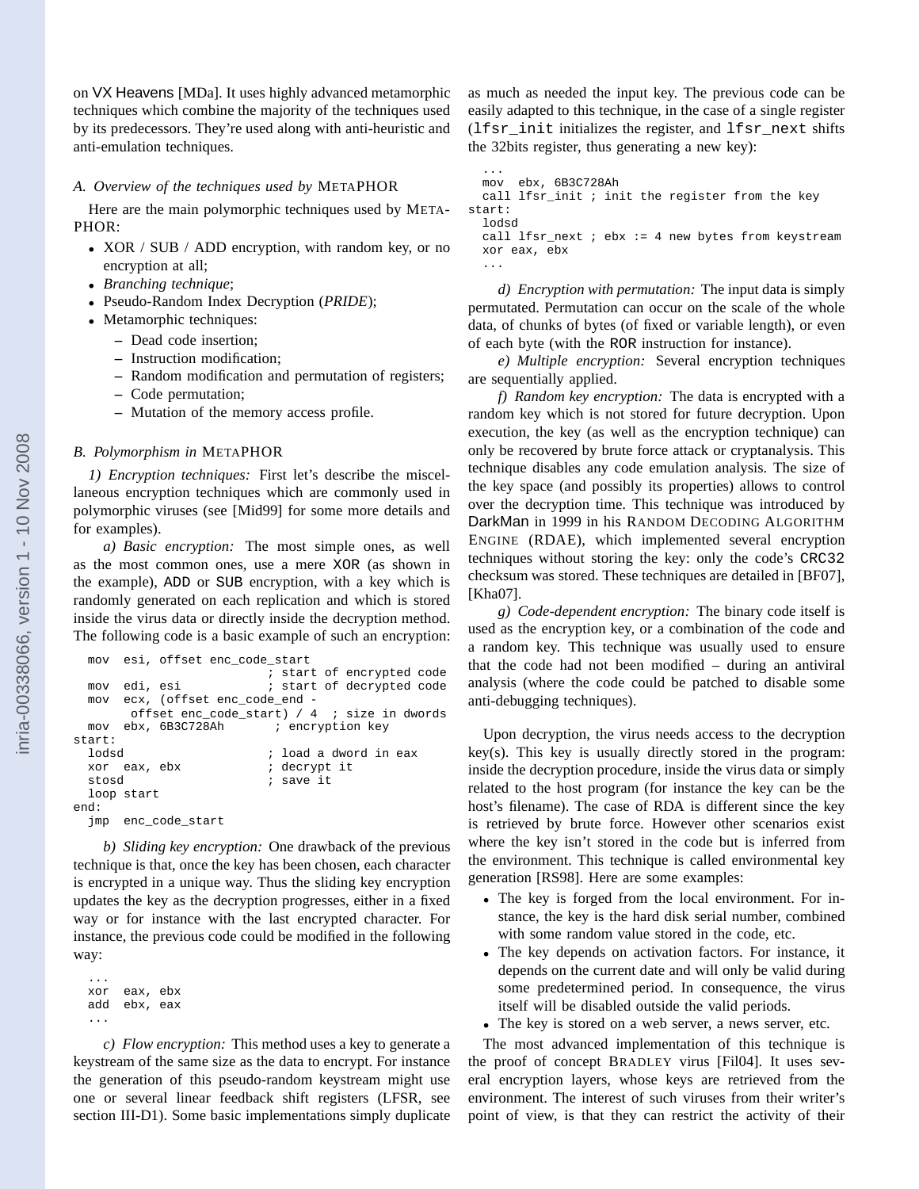on VX Heavens [MDa]. It uses highly advanced metamorphic techniques which combine the majority of the techniques used by its predecessors. They're used along with anti-heuristic and anti-emulation techniques.

### *A. Overview of the techniques used by* METAPHOR

Here are the main polymorphic techniques used by METAPHOR:

- XOR / SUB / ADD encryption, with random key, or no encryption at all;
- *Branching technique*;
- Pseudo-Random Index Decryption (*PRIDE*);
- Metamorphic techniques:
  - Dead code insertion;
  - Instruction modification;
  - Random modification and permutation of registers;
  - Code permutation;
  - Mutation of the memory access profile.

### *B. Polymorphism in* METAPHOR

*1) Encryption techniques:* First let's describe the miscellaneous encryption techniques which are commonly used in polymorphic viruses (see [Mid99] for some more details and for examples).

*a) Basic encryption:* The most simple ones, as well as the most common ones, use a mere XOR (as shown in the example), ADD or SUB encryption, with a key which is randomly generated on each replication and which is stored inside the virus data or directly inside the decryption method. The following code is a basic example of such an encryption:

```
  mov  esi, offset enc_code_start
                            ; start of encrypted code
  mov  edi, esi             ; start of decrypted code
  mov  ecx, (offset enc_code_end -
        offset enc_code_start) / 4  ; size in dwords
  mov  ebx, 6B3C728Ah        ; encryption key
start:
  lodsd                     ; load a dword in eax
  xor  eax, ebx             ; decrypt it
  stosd                     ; save it
  loop start
end:
  jmp  enc_code_start
```

*b) Sliding key encryption:* One drawback of the previous technique is that, once the key has been chosen, each character is encrypted in a unique way. Thus the sliding key encryption updates the key as the decryption progresses, either in a fixed way or for instance with the last encrypted character. For instance, the previous code could be modified in the following way:

```
  ...
  xor  eax, ebx
  add  ebx, eax
  ...
```

*c) Flow encryption:* This method uses a key to generate a keystream of the same size as the data to encrypt. For instance the generation of this pseudo-random keystream might use one or several linear feedback shift registers (LFSR, see section III-D1). Some basic implementations simply duplicate as much as needed the input key. The previous code can be easily adapted to this technique, in the case of a single register (lfsr_init initializes the register, and lfsr_next shifts the 32bits register, thus generating a new key):

```
  ...
  mov  ebx, 6B3C728Ah
  call lfsr_init ; init the register from the key
start:
  lodsd
  call lfsr_next ; ebx := 4 new bytes from keystream
  xor eax, ebx
  ...
```

*d) Encryption with permutation:* The input data is simply permutated. Permutation can occur on the scale of the whole data, of chunks of bytes (of fixed or variable length), or even of each byte (with the ROR instruction for instance).

*e) Multiple encryption:* Several encryption techniques are sequentially applied.

*f) Random key encryption:* The data is encrypted with a random key which is not stored for future decryption. Upon execution, the key (as well as the encryption technique) can only be recovered by brute force attack or cryptanalysis. This technique disables any code emulation analysis. The size of the key space (and possibly its properties) allows to control over the decryption time. This technique was introduced by DarkMan in 1999 in his RANDOM DECODING ALGORITHM ENGINE (RDAE), which implemented several encryption techniques without storing the key: only the code's CRC32 checksum was stored. These techniques are detailed in [BF07], [Kha07].

*g) Code-dependent encryption:* The binary code itself is used as the encryption key, or a combination of the code and a random key. This technique was usually used to ensure that the code had not been modified – during an antiviral analysis (where the code could be patched to disable some anti-debugging techniques).

Upon decryption, the virus needs access to the decryption key(s). This key is usually directly stored in the program: inside the decryption procedure, inside the virus data or simply related to the host program (for instance the key can be the host's filename). The case of RDA is different since the key is retrieved by brute force. However other scenarios exist where the key isn't stored in the code but is inferred from the environment. This technique is called environmental key generation [RS98]. Here are some examples:

- The key is forged from the local environment. For instance, the key is the hard disk serial number, combined with some random value stored in the code, etc.
- The key depends on activation factors. For instance, it depends on the current date and will only be valid during some predetermined period. In consequence, the virus itself will be disabled outside the valid periods.
- The key is stored on a web server, a news server, etc.

The most advanced implementation of this technique is the proof of concept BRADLEY virus [Fil04]. It uses several encryption layers, whose keys are retrieved from the environment. The interest of such viruses from their writer's point of view, is that they can restrict the activity of their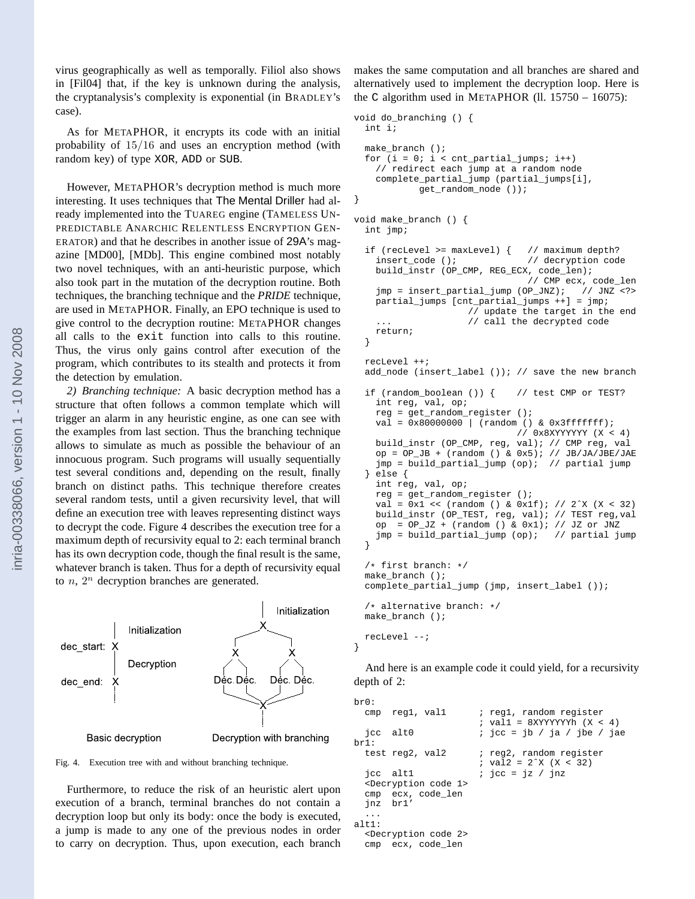virus geographically as well as temporally. Filiol also shows in [Fil04] that, if the key is unknown during the analysis, the cryptanalysis's complexity is exponential (in BRADLEY's case).

As for METAPHOR, it encrypts its code with an initial probability of $15/16$ and uses an encryption method (with random key) of type XOR, ADD or SUB.

However, METAPHOR's decryption method is much more interesting. It uses techniques that The Mental Driller had already implemented into the TUAREG engine (TAMELESS UNPREDICTABLE ANARCHIC RELENTLESS ENCRYPTION GENERATOR) and that he describes in another issue of 29A's magazine [MD00], [MDb]. This engine combined most notably two novel techniques, with an anti-heuristic purpose, which also took part in the mutation of the decryption routine. Both techniques, the branching technique and the *PRIDE* technique, are used in METAPHOR. Finally, an EPO technique is used to give control to the decryption routine: METAPHOR changes all calls to the `exit` function into calls to this routine. Thus, the virus only gains control after execution of the program, which contributes to its stealth and protects it from the detection by emulation.

*2) Branching technique:* A basic decryption method has a structure that often follows a common template which will trigger an alarm in any heuristic engine, as one can see with the examples from last section. Thus the branching technique allows to simulate as much as possible the behaviour of an innocuous program. Such programs will usually sequentially test several conditions and, depending on the result, finally branch on distinct paths. This technique therefore creates several random tests, until a given recursivity level, that will define an execution tree with leaves representing distinct ways to decrypt the code. Figure 4 describes the execution tree for a maximum depth of recursivity equal to 2: each terminal branch has its own decryption code, though the final result is the same, whatever branch is taken. Thus for a depth of recursivity equal to $n$, $2^n$ decryption branches are generated.

Fig. 4. Execution tree with and without branching technique.

Furthermore, to reduce the risk of an heuristic alert upon execution of a branch, terminal branches do not contain a decryption loop but only its body: once the body is executed, a jump is made to any one of the previous nodes in order to carry on decryption. Thus, upon execution, each branch makes the same computation and all branches are shared and alternatively used to implement the decryption loop. Here is the C algorithm used in METAPHOR (ll. 15750 – 16075):

```
void do_branching () {
  int i;

  make_branch ();
  for (i = 0; i < cnt_partial_jumps; i++)
    // redirect each jump at a random node
    complete_partial_jump (partial_jumps[i],
            get_random_node ());
}

void make_branch () {
  int jmp;

  if (recLevel >= maxLevel) {   // maximum depth?
    insert_code ();             // decryption code
    build_instr (OP_CMP, REG_ECX, code_len);
                                // CMP ecx, code_len
    jmp = insert_partial_jump (OP_JNZ);   // JNZ <?>
    partial_jumps [cnt_partial_jumps ++] = jmp;
                    // update the target in the end
    ...             // call the decrypted code
    return;
  }

  recLevel ++;
  add_node (insert_label ()); // save the new branch

  if (random_boolean ()) {    // test CMP or TEST?
    int reg, val, op;
    reg = get_random_register ();
    val = 0x80000000 | (random () & 0x3fffffff);
                              // 0x8XYYYYYY (X < 4)
    build_instr (OP_CMP, reg, val); // CMP reg, val
    op = OP_JB + (random () & 0x5); // JB/JA/JBE/JAE
    jmp = build_partial_jump (op);  // partial jump
  } else {
    int reg, val, op;
    reg = get_random_register ();
    val = 0x1 << (random () & 0x1f); // 2^X (X < 32)
    build_instr (OP_TEST, reg, val); // TEST reg,val
    op  = OP_JZ + (random () & 0x1); // JZ or JNZ
    jmp = build_partial_jump (op);   // partial jump
  }

  /* first branch: */
  make_branch ();
  complete_partial_jump (jmp, insert_label ());

  /* alternative branch: */
  make_branch ();

  recLevel --;
}
```

And here is an example code it could yield, for a recursivity depth of 2:

```
br0:
  cmp  reg1, val1      ; reg1, random register
                       ; val1 = 8XYYYYYYh (X < 4)
  jcc  alt0            ; jcc = jb / ja / jbe / jae
br1:
  test reg2, val2      ; reg2, random register
                       ; val2 = 2^X (X < 32)
  jcc  alt1            ; jcc = jz / jnz
  <Decryption code 1>
  cmp  ecx, code_len
  jnz  br1'
  ...
alt1:
  <Decryption code 2>
  cmp  ecx, code_len
```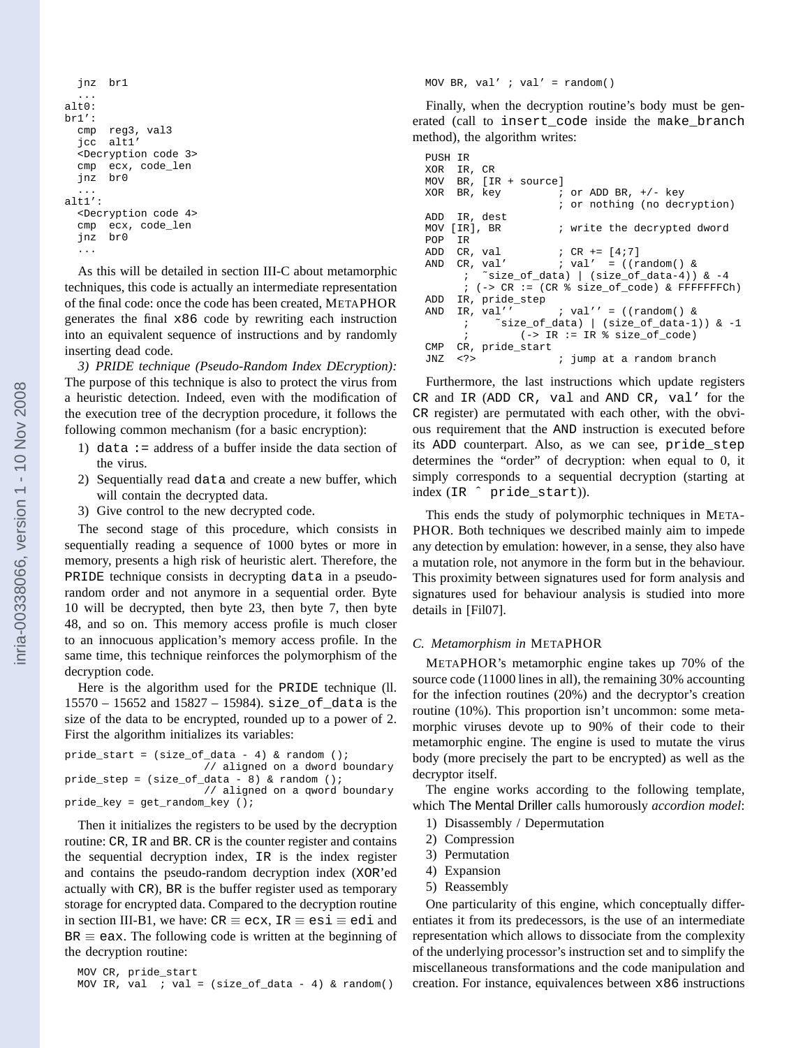```
  jnz  br1
  ...
alt0:
br1':
  cmp  reg3, val3
  jcc  alt1'
  <Decryption code 3>
  cmp  ecx, code_len
  jnz  br0
  ...
alt1':
  <Decryption code 4>
  cmp  ecx, code_len
  jnz  br0
  ...
```

As this will be detailed in section III-C about metamorphic techniques, this code is actually an intermediate representation of the final code: once the code has been created, METAPHOR generates the final `x86` code by rewriting each instruction into an equivalent sequence of instructions and by randomly inserting dead code.

*3) PRIDE technique (Pseudo-Random Index DEcryption):* The purpose of this technique is also to protect the virus from a heuristic detection. Indeed, even with the modification of the execution tree of the decryption procedure, it follows the following common mechanism (for a basic encryption):

1) `data :=` address of a buffer inside the data section of the virus.
2) Sequentially read `data` and create a new buffer, which will contain the decrypted data.
3) Give control to the new decrypted code.

The second stage of this procedure, which consists in sequentially reading a sequence of 1000 bytes or more in memory, presents a high risk of heuristic alert. Therefore, the PRIDE technique consists in decrypting `data` in a pseudo-random order and not anymore in a sequential order. Byte 10 will be decrypted, then byte 23, then byte 7, then byte 48, and so on. This memory access profile is much closer to an innocuous application's memory access profile. In the same time, this technique reinforces the polymorphism of the decryption code.

Here is the algorithm used for the PRIDE technique (ll. 15570 – 15652 and 15827 – 15984). `size_of_data` is the size of the data to be encrypted, rounded up to a power of 2. First the algorithm initializes its variables:

```
pride_start = (size_of_data - 4) & random ();
                        // aligned on a dword boundary
pride_step = (size_of_data - 8) & random ();
                        // aligned on a qword boundary
pride_key = get_random_key ();
```

Then it initializes the registers to be used by the decryption routine: CR, IR and BR. CR is the counter register and contains the sequential decryption index, IR is the index register and contains the pseudo-random decryption index (XOR'ed actually with CR), BR is the buffer register used as temporary storage for encrypted data. Compared to the decryption routine in section III-B1, we have: CR ≡ `ecx`, IR ≡ `esi` ≡ `edi` and BR ≡ `eax`. The following code is written at the beginning of the decryption routine:

```
MOV CR, pride_start
MOV IR, val  ; val = (size_of_data - 4) & random()
MOV BR, val' ; val' = random()
```

Finally, when the decryption routine's body must be generated (call to `insert_code` inside the `make_branch` method), the algorithm writes:

```
PUSH IR
XOR  IR, CR
MOV  BR, [IR + source]
XOR  BR, key         ; or ADD BR, +/- key
                     ; or nothing (no decryption)
ADD  IR, dest
MOV [IR], BR         ; write the decrypted dword
POP  IR
ADD  CR, val         ; CR += [4;7]
AND  CR, val'        ; val'  = ((random() &
      ;  ~size_of_data) | (size_of_data-4)) & -4
      ; (-> CR := (CR % size_of_code) & FFFFFFFCh)
ADD  IR, pride_step
AND  IR, val''       ; val'' = ((random() &
      ;    ~size_of_data) | (size_of_data-1)) & -1
      ;        (-> IR := IR % size_of_code)
CMP  CR, pride_start
JNZ  <?>             ; jump at a random branch
```

Furthermore, the last instructions which update registers CR and IR (`ADD CR, val` and `AND CR, val'` for the CR register) are permutated with each other, with the obvious requirement that the AND instruction is executed before its ADD counterpart. Also, as we can see, `pride_step` determines the "order" of decryption: when equal to 0, it simply corresponds to a sequential decryption (starting at index (`IR ˆ pride_start`)).

This ends the study of polymorphic techniques in METAPHOR. Both techniques we described mainly aim to impede any detection by emulation: however, in a sense, they also have a mutation role, not anymore in the form but in the behaviour. This proximity between signatures used for form analysis and signatures used for behaviour analysis is studied into more details in [Fil07].

### *C. Metamorphism in* METAPHOR

METAPHOR's metamorphic engine takes up 70% of the source code (11000 lines in all), the remaining 30% accounting for the infection routines (20%) and the decryptor's creation routine (10%). This proportion isn't uncommon: some metamorphic viruses devote up to 90% of their code to their metamorphic engine. The engine is used to mutate the virus body (more precisely the part to be encrypted) as well as the decryptor itself.

The engine works according to the following template, which The Mental Driller calls humorously *accordion model*:

1) Disassembly / Depermutation
2) Compression
3) Permutation
4) Expansion
5) Reassembly

One particularity of this engine, which conceptually differentiates it from its predecessors, is the use of an intermediate representation which allows to dissociate from the complexity of the underlying processor's instruction set and to simplify the miscellaneous transformations and the code manipulation and creation. For instance, equivalences between `x86` instructions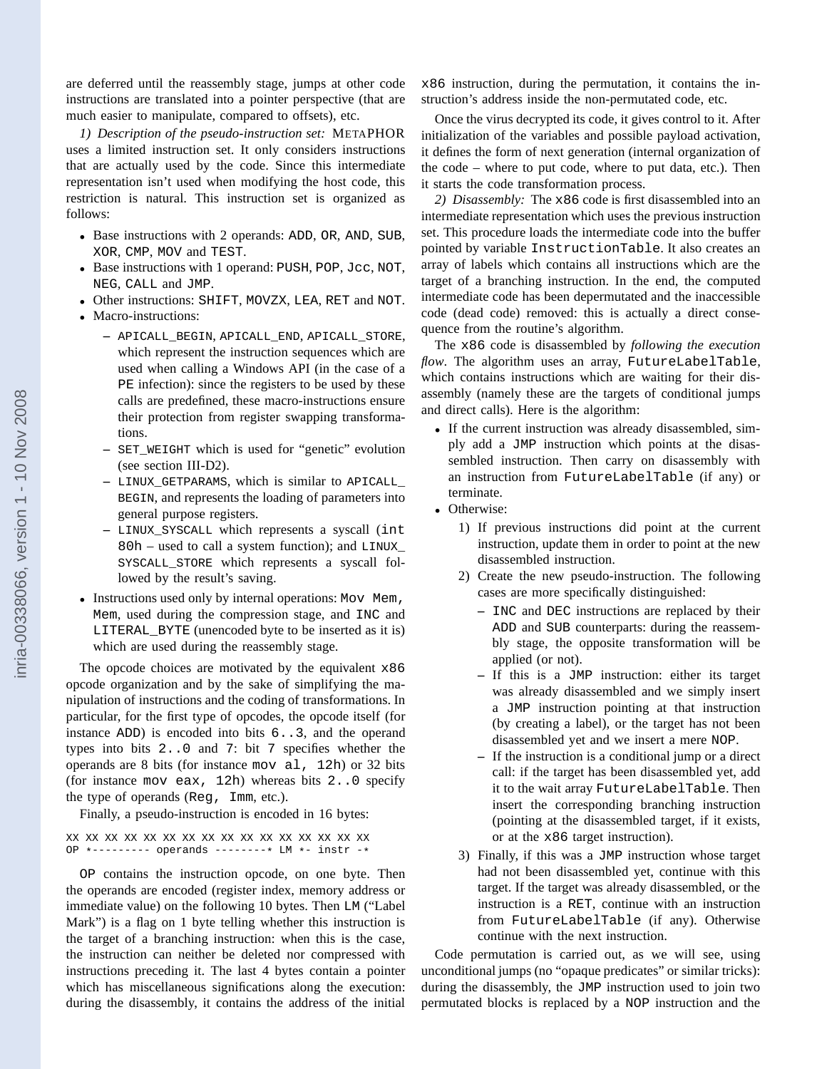are deferred until the reassembly stage, jumps at other code instructions are translated into a pointer perspective (that are much easier to manipulate, compared to offsets), etc.

*1) Description of the pseudo-instruction set:* METAPHOR uses a limited instruction set. It only considers instructions that are actually used by the code. Since this intermediate representation isn't used when modifying the host code, this restriction is natural. This instruction set is organized as follows:

- Base instructions with 2 operands: `ADD`, `OR`, `AND`, `SUB`, `XOR`, `CMP`, `MOV` and `TEST`.
- Base instructions with 1 operand: `PUSH`, `POP`, `Jcc`, `NOT`, `NEG`, `CALL` and `JMP`.
- Other instructions: `SHIFT`, `MOVZX`, `LEA`, `RET` and `NOT`.
- Macro-instructions:
  - `APICALL_BEGIN`, `APICALL_END`, `APICALL_STORE`, which represent the instruction sequences which are used when calling a Windows API (in the case of a PE infection): since the registers to be used by these calls are predefined, these macro-instructions ensure their protection from register swapping transformations.
  - `SET_WEIGHT` which is used for "genetic" evolution (see section III-D2).
  - `LINUX_GETPARAMS`, which is similar to `APICALL_BEGIN`, and represents the loading of parameters into general purpose registers.
  - `LINUX_SYSCALL` which represents a syscall (`int 80h` – used to call a system function); and `LINUX_SYSCALL_STORE` which represents a syscall followed by the result's saving.
- Instructions used only by internal operations: `Mov Mem, Mem`, used during the compression stage, and `INC` and `LITERAL_BYTE` (unencoded byte to be inserted as it is) which are used during the reassembly stage.

The opcode choices are motivated by the equivalent `x86` opcode organization and by the sake of simplifying the manipulation of instructions and the coding of transformations. In particular, for the first type of opcodes, the opcode itself (for instance `ADD`) is encoded into bits `6..3`, and the operand types into bits `2..0` and `7`: bit `7` specifies whether the operands are 8 bits (for instance `mov al, 12h`) or 32 bits (for instance `mov eax, 12h`) whereas bits `2..0` specify the type of operands (`Reg, Imm`, etc.).

Finally, a pseudo-instruction is encoded in 16 bytes:

```
XX XX XX XX XX XX XX XX XX XX XX XX XX XX XX XX
OP *--------- operands --------* LM *- instr -*
```

`OP` contains the instruction opcode, on one byte. Then the operands are encoded (register index, memory address or immediate value) on the following 10 bytes. Then `LM` ("Label Mark") is a flag on 1 byte telling whether this instruction is the target of a branching instruction: when this is the case, the instruction can neither be deleted nor compressed with instructions preceding it. The last 4 bytes contain a pointer which has miscellaneous significations along the execution: during the disassembly, it contains the address of the initial `x86` instruction, during the permutation, it contains the instruction's address inside the non-permutated code, etc.

Once the virus decrypted its code, it gives control to it. After initialization of the variables and possible payload activation, it defines the form of next generation (internal organization of the code – where to put code, where to put data, etc.). Then it starts the code transformation process.

*2) Disassembly:* The `x86` code is first disassembled into an intermediate representation which uses the previous instruction set. This procedure loads the intermediate code into the buffer pointed by variable `InstructionTable`. It also creates an array of labels which contains all instructions which are the target of a branching instruction. In the end, the computed intermediate code has been depermutated and the inaccessible code (dead code) removed: this is actually a direct consequence from the routine's algorithm.

The `x86` code is disassembled by *following the execution flow*. The algorithm uses an array, `FutureLabelTable`, which contains instructions which are waiting for their disassembly (namely these are the targets of conditional jumps and direct calls). Here is the algorithm:

- If the current instruction was already disassembled, simply add a `JMP` instruction which points at the disassembled instruction. Then carry on disassembly with an instruction from `FutureLabelTable` (if any) or terminate.
- Otherwise:
  1) If previous instructions did point at the current instruction, update them in order to point at the new disassembled instruction.
  2) Create the new pseudo-instruction. The following cases are more specifically distinguished:
     - `INC` and `DEC` instructions are replaced by their `ADD` and `SUB` counterparts: during the reassembly stage, the opposite transformation will be applied (or not).
     - If this is a `JMP` instruction: either its target was already disassembled and we simply insert a `JMP` instruction pointing at that instruction (by creating a label), or the target has not been disassembled yet and we insert a mere `NOP`.
     - If the instruction is a conditional jump or a direct call: if the target has been disassembled yet, add it to the wait array `FutureLabelTable`. Then insert the corresponding branching instruction (pointing at the disassembled target, if it exists, or at the `x86` target instruction).
  3) Finally, if this was a `JMP` instruction whose target had not been disassembled yet, continue with this target. If the target was already disassembled, or the instruction is a `RET`, continue with an instruction from `FutureLabelTable` (if any). Otherwise continue with the next instruction.

Code permutation is carried out, as we will see, using unconditional jumps (no "opaque predicates" or similar tricks): during the disassembly, the `JMP` instruction used to join two permutated blocks is replaced by a `NOP` instruction and the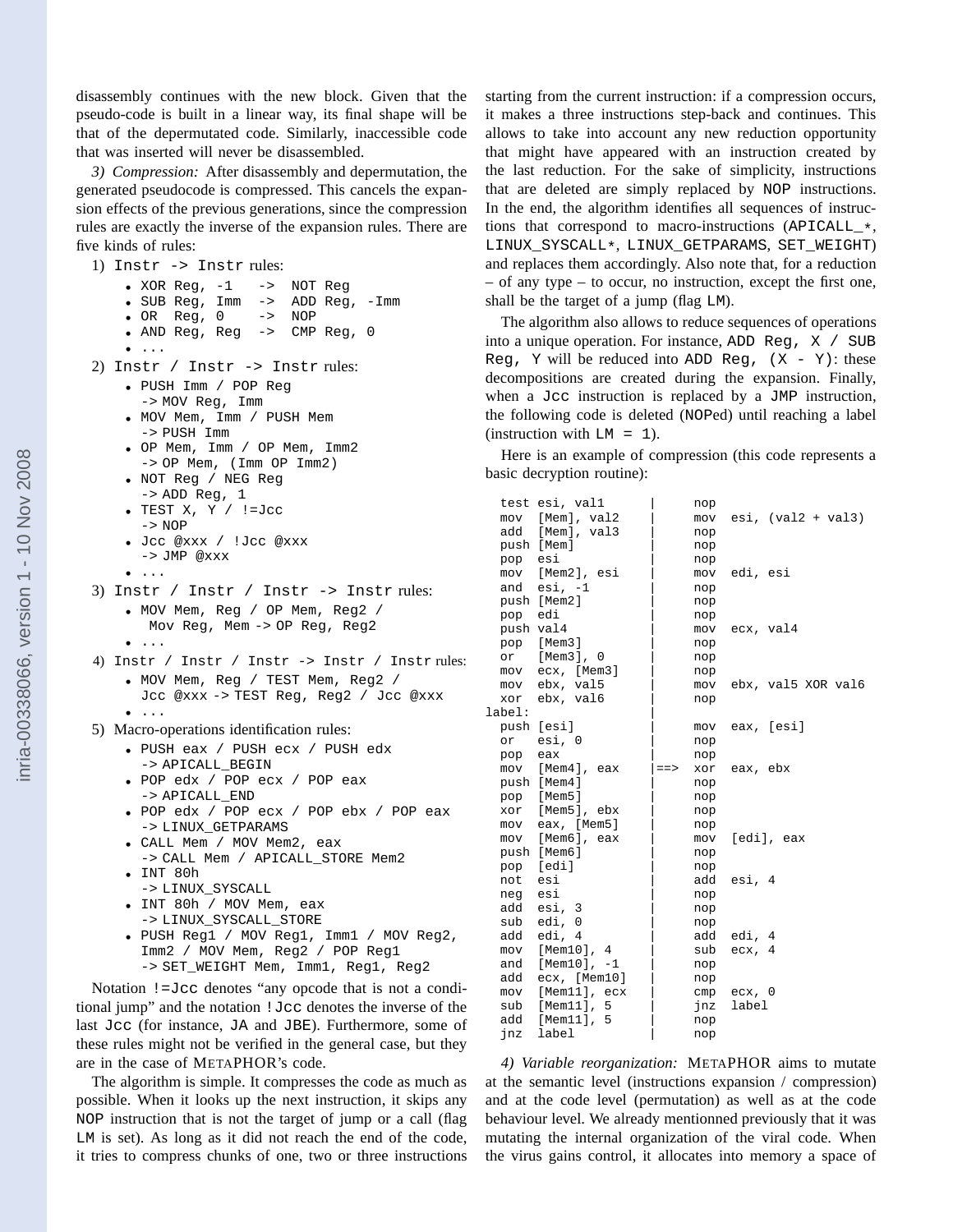disassembly continues with the new block. Given that the pseudo-code is built in a linear way, its final shape will be that of the depermutated code. Similarly, inaccessible code that was inserted will never be disassembled.

*3) Compression:* After disassembly and depermutation, the generated pseudocode is compressed. This cancels the expansion effects of the previous generations, since the compression rules are exactly the inverse of the expansion rules. There are five kinds of rules:

1) `Instr -> Instr` rules:
   - `XOR Reg, -1   ->  NOT Reg`
   - `SUB Reg, Imm  ->  ADD Reg, -Imm`
   - `OR  Reg, 0    ->  NOP`
   - `AND Reg, Reg  ->  CMP Reg, 0`
   - `...`
2) `Instr / Instr -> Instr` rules:
   - `PUSH Imm / POP Reg` -> `MOV Reg, Imm`
   - `MOV Mem, Imm / PUSH Mem` -> `PUSH Imm`
   - `OP Mem, Imm / OP Mem, Imm2` -> `OP Mem, (Imm OP Imm2)`
   - `NOT Reg / NEG Reg` -> `ADD Reg, 1`
   - `TEST X, Y / !=Jcc` -> `NOP`
   - `Jcc @xxx / !Jcc @xxx` -> `JMP @xxx`
   - `...`
3) `Instr / Instr / Instr -> Instr` rules:
   - `MOV Mem, Reg / OP Mem, Reg2 / Mov Reg, Mem` -> `OP Reg, Reg2`
   - `...`
4) `Instr / Instr / Instr -> Instr / Instr` rules:
   - `MOV Mem, Reg / TEST Mem, Reg2 / Jcc @xxx` -> `TEST Reg, Reg2 / Jcc @xxx`
   - `...`
5) Macro-operations identification rules:
   - `PUSH eax / PUSH ecx / PUSH edx` -> `APICALL_BEGIN`
   - `POP edx / POP ecx / POP eax` -> `APICALL_END`
   - `POP edx / POP ecx / POP ebx / POP eax` -> `LINUX_GETPARAMS`
   - `CALL Mem / MOV Mem2, eax` -> `CALL Mem / APICALL_STORE Mem2`
   - `INT 80h` -> `LINUX_SYSCALL`
   - `INT 80h / MOV Mem, eax` -> `LINUX_SYSCALL_STORE`
   - `PUSH Reg1 / MOV Reg1, Imm1 / MOV Reg2, Imm2 / MOV Mem, Reg2 / POP Reg1` -> `SET_WEIGHT Mem, Imm1, Reg1, Reg2`

Notation `!=Jcc` denotes "any opcode that is not a conditional jump" and the notation `!Jcc` denotes the inverse of the last `Jcc` (for instance, `JA` and `JBE`). Furthermore, some of these rules might not be verified in the general case, but they are in the case of METAPHOR's code.

The algorithm is simple. It compresses the code as much as possible. When it looks up the next instruction, it skips any `NOP` instruction that is not the target of jump or a call (flag `LM` is set). As long as it did not reach the end of the code, it tries to compress chunks of one, two or three instructions starting from the current instruction: if a compression occurs, it makes a three instructions step-back and continues. This allows to take into account any new reduction opportunity that might have appeared with an instruction created by the last reduction. For the sake of simplicity, instructions that are deleted are simply replaced by `NOP` instructions. In the end, the algorithm identifies all sequences of instructions that correspond to macro-instructions (`APICALL_*`, `LINUX_SYSCALL*`, `LINUX_GETPARAMS`, `SET_WEIGHT`) and replaces them accordingly. Also note that, for a reduction – of any type – to occur, no instruction, except the first one, shall be the target of a jump (flag `LM`).

The algorithm also allows to reduce sequences of operations into a unique operation. For instance, `ADD Reg, X / SUB Reg, Y` will be reduced into `ADD Reg, (X - Y)`: these decompositions are created during the expansion. Finally, when a `Jcc` instruction is replaced by a `JMP` instruction, the following code is deleted (`NOP`ed) until reaching a label (instruction with `LM = 1`).

Here is an example of compression (this code represents a basic decryption routine):

```
  test esi, val1      |      nop
  mov  [Mem], val2    |      mov  esi, (val2 + val3)
  add  [Mem], val3    |      nop
  push [Mem]          |      nop
  pop  esi            |      nop
  mov  [Mem2], esi    |      mov  edi, esi
  and  esi, -1        |      nop
  push [Mem2]         |      nop
  pop  edi            |      nop
  push val4           |      mov  ecx, val4
  pop  [Mem3]         |      nop
  or   [Mem3], 0      |      nop
  mov  ecx, [Mem3]    |      nop
  mov  ebx, val5      |      mov  ebx, val5 XOR val6
  xor  ebx, val6      |      nop
label:                |
  push [esi]          |      mov  eax, [esi]
  or   esi, 0         |      nop
  pop  eax            |      nop
  mov  [Mem4], eax    |==>   xor  eax, ebx
  push [Mem4]         |      nop
  pop  [Mem5]         |      nop
  xor  [Mem5], ebx    |      nop
  mov  eax, [Mem5]    |      nop
  mov  [Mem6], eax    |      mov  [edi], eax
  push [Mem6]         |      nop
  pop  [edi]          |      nop
  not  esi            |      add  esi, 4
  neg  esi            |      nop
  add  esi, 3         |      nop
  sub  edi, 0         |      nop
  add  edi, 4         |      add  edi, 4
  mov  [Mem10], 4     |      sub  ecx, 4
  and  [Mem10], -1    |      nop
  add  ecx, [Mem10]   |      nop
  mov  [Mem11], ecx   |      cmp  ecx, 0
  sub  [Mem11], 5     |      jnz  label
  add  [Mem11], 5     |      nop
  jnz  label          |      nop
```

*4) Variable reorganization:* METAPHOR aims to mutate at the semantic level (instructions expansion / compression) and at the code level (permutation) as well as at the code behaviour level. We already mentionned previously that it was mutating the internal organization of the viral code. When the virus gains control, it allocates into memory a space of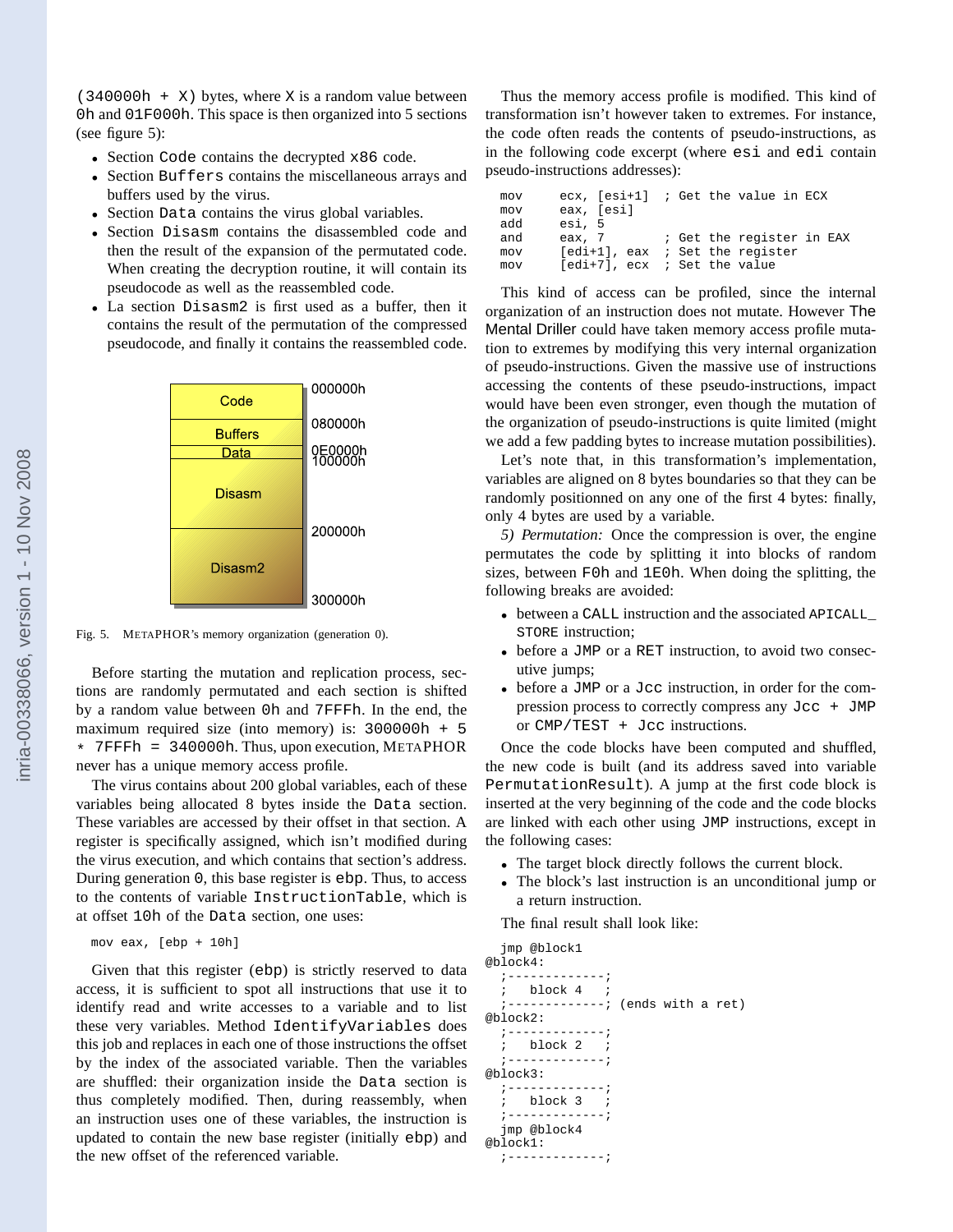(340000h + X) bytes, where X is a random value between 0h and 01F000h. This space is then organized into 5 sections (see figure 5):

- Section Code contains the decrypted x86 code.
- Section Buffers contains the miscellaneous arrays and buffers used by the virus.
- Section Data contains the virus global variables.
- Section Disasm contains the disassembled code and then the result of the expansion of the permutated code. When creating the decryption routine, it will contain its pseudocode as well as the reassembled code.
- La section Disasm2 is first used as a buffer, then it contains the result of the permutation of the compressed pseudocode, and finally it contains the reassembled code.

Fig. 5. METAPHOR's memory organization (generation 0).

Before starting the mutation and replication process, sections are randomly permutated and each section is shifted by a random value between 0h and 7FFFh. In the end, the maximum required size (into memory) is: 300000h + 5 * 7FFFh = 340000h. Thus, upon execution, METAPHOR never has a unique memory access profile.

The virus contains about 200 global variables, each of these variables being allocated 8 bytes inside the Data section. These variables are accessed by their offset in that section. A register is specifically assigned, which isn't modified during the virus execution, and which contains that section's address. During generation 0, this base register is ebp. Thus, to access to the contents of variable InstructionTable, which is at offset 10h of the Data section, one uses:

```
mov eax, [ebp + 10h]
```

Given that this register (ebp) is strictly reserved to data access, it is sufficient to spot all instructions that use it to identify read and write accesses to a variable and to list these very variables. Method IdentifyVariables does this job and replaces in each one of those instructions the offset by the index of the associated variable. Then the variables are shuffled: their organization inside the Data section is thus completely modified. Then, during reassembly, when an instruction uses one of these variables, the instruction is updated to contain the new base register (initially ebp) and the new offset of the referenced variable.

Thus the memory access profile is modified. This kind of transformation isn't however taken to extremes. For instance, the code often reads the contents of pseudo-instructions, as in the following code excerpt (where esi and edi contain pseudo-instructions addresses):

```
mov     ecx, [esi+1]  ; Get the value in ECX
mov     eax, [esi]
add     esi, 5
and     eax, 7        ; Get the register in EAX
mov     [edi+1], eax  ; Set the register
mov     [edi+7], ecx  ; Set the value
```

This kind of access can be profiled, since the internal organization of an instruction does not mutate. However The Mental Driller could have taken memory access profile mutation to extremes by modifying this very internal organization of pseudo-instructions. Given the massive use of instructions accessing the contents of these pseudo-instructions, impact would have been even stronger, even though the mutation of the organization of pseudo-instructions is quite limited (might we add a few padding bytes to increase mutation possibilities).

Let's note that, in this transformation's implementation, variables are aligned on 8 bytes boundaries so that they can be randomly positionned on any one of the first 4 bytes: finally, only 4 bytes are used by a variable.

*5) Permutation:* Once the compression is over, the engine permutates the code by splitting it into blocks of random sizes, between F0h and 1E0h. When doing the splitting, the following breaks are avoided:

- between a CALL instruction and the associated APICALL_STORE instruction;
- before a JMP or a RET instruction, to avoid two consecutive jumps;
- before a JMP or a Jcc instruction, in order for the compression process to correctly compress any Jcc + JMP or CMP/TEST + Jcc instructions.

Once the code blocks have been computed and shuffled, the new code is built (and its address saved into variable PermutationResult). A jump at the first code block is inserted at the very beginning of the code and the code blocks are linked with each other using JMP instructions, except in the following cases:

- The target block directly follows the current block.
- The block's last instruction is an unconditional jump or a return instruction.

The final result shall look like:

```
  jmp @block1
@block4:
  ;-------------;
  ;   block 4   ;
  ;-------------; (ends with a ret)
@block2:
  ;-------------;
  ;   block 2   ;
  ;-------------;
@block3:
  ;-------------;
  ;   block 3   ;
  ;-------------;
  jmp @block4
@block1:
  ;-------------;
```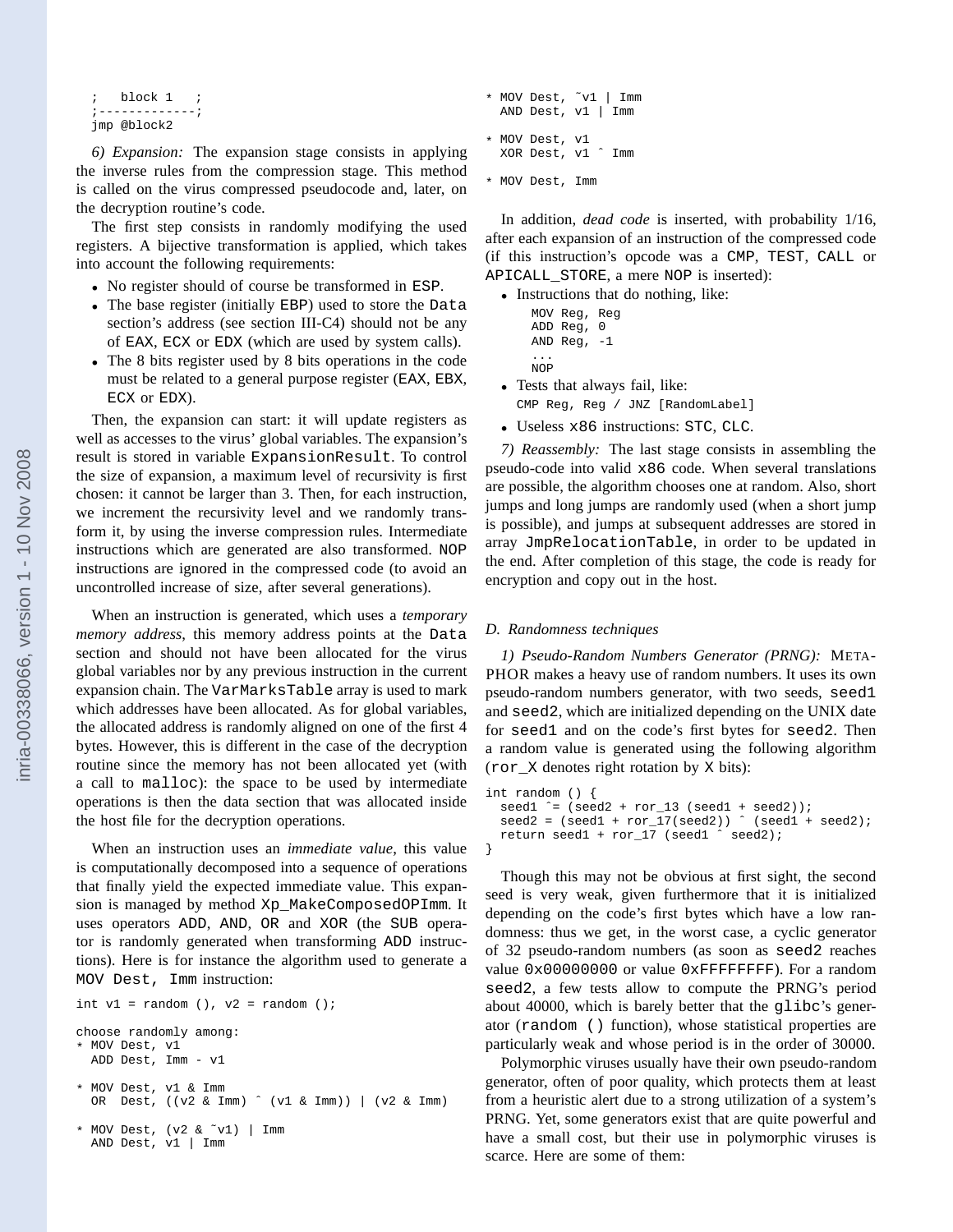```
;   block 1   ;
;-------------;
jmp @block2
```

*6) Expansion:* The expansion stage consists in applying the inverse rules from the compression stage. This method is called on the virus compressed pseudocode and, later, on the decryption routine's code.

The first step consists in randomly modifying the used registers. A bijective transformation is applied, which takes into account the following requirements:

- No register should of course be transformed in ESP.
- The base register (initially EBP) used to store the Data section's address (see section III-C4) should not be any of EAX, ECX or EDX (which are used by system calls).
- The 8 bits register used by 8 bits operations in the code must be related to a general purpose register (EAX, EBX, ECX or EDX).

Then, the expansion can start: it will update registers as well as accesses to the virus' global variables. The expansion's result is stored in variable ExpansionResult. To control the size of expansion, a maximum level of recursivity is first chosen: it cannot be larger than 3. Then, for each instruction, we increment the recursivity level and we randomly transform it, by using the inverse compression rules. Intermediate instructions which are generated are also transformed. NOP instructions are ignored in the compressed code (to avoid an uncontrolled increase of size, after several generations).

When an instruction is generated, which uses a *temporary memory address*, this memory address points at the Data section and should not have been allocated for the virus global variables nor by any previous instruction in the current expansion chain. The VarMarksTable array is used to mark which addresses have been allocated. As for global variables, the allocated address is randomly aligned on one of the first 4 bytes. However, this is different in the case of the decryption routine since the memory has not been allocated yet (with a call to malloc): the space to be used by intermediate operations is then the data section that was allocated inside the host file for the decryption operations.

When an instruction uses an *immediate value*, this value is computationally decomposed into a sequence of operations that finally yield the expected immediate value. This expansion is managed by method Xp_MakeComposedOPImm. It uses operators ADD, AND, OR and XOR (the SUB operator is randomly generated when transforming ADD instructions). Here is for instance the algorithm used to generate a MOV Dest, Imm instruction:

```
int v1 = random (), v2 = random ();

choose randomly among:
* MOV Dest, v1
  ADD Dest, Imm - v1

* MOV Dest, v1 & Imm
  OR  Dest, ((v2 & Imm) ^ (v1 & Imm)) | (v2 & Imm)

* MOV Dest, (v2 & ~v1) | Imm
  AND Dest, v1 | Imm

* MOV Dest, ~v1 | Imm
  AND Dest, v1 | Imm

* MOV Dest, v1
  XOR Dest, v1 ^ Imm

* MOV Dest, Imm
```

In addition, *dead code* is inserted, with probability 1/16, after each expansion of an instruction of the compressed code (if this instruction's opcode was a CMP, TEST, CALL or APICALL_STORE, a mere NOP is inserted):

- Instructions that do nothing, like:
  ```
  MOV Reg, Reg
  ADD Reg, 0
  AND Reg, -1
  ...
  NOP
  ```
- Tests that always fail, like:
  ```
  CMP Reg, Reg / JNZ [RandomLabel]
  ```
- Useless x86 instructions: STC, CLC.

*7) Reassembly:* The last stage consists in assembling the pseudo-code into valid x86 code. When several translations are possible, the algorithm chooses one at random. Also, short jumps and long jumps are randomly used (when a short jump is possible), and jumps at subsequent addresses are stored in array JmpRelocationTable, in order to be updated in the end. After completion of this stage, the code is ready for encryption and copy out in the host.

### D. Randomness techniques

*1) Pseudo-Random Numbers Generator (PRNG):* METAPHOR makes a heavy use of random numbers. It uses its own pseudo-random numbers generator, with two seeds, seed1 and seed2, which are initialized depending on the UNIX date for seed1 and on the code's first bytes for seed2. Then a random value is generated using the following algorithm (ror_X denotes right rotation by X bits):

```
int random () {
  seed1 ^= (seed2 + ror_13 (seed1 + seed2));
  seed2 = (seed1 + ror_17(seed2)) ^ (seed1 + seed2);
  return seed1 + ror_17 (seed1 ^ seed2);
}
```

Though this may not be obvious at first sight, the second seed is very weak, given furthermore that it is initialized depending on the code's first bytes which have a low randomness: thus we get, in the worst case, a cyclic generator of 32 pseudo-random numbers (as soon as seed2 reaches value 0x00000000 or value 0xFFFFFFFF). For a random seed2, a few tests allow to compute the PRNG's period about 40000, which is barely better that the glibc's generator (random () function), whose statistical properties are particularly weak and whose period is in the order of 30000.

Polymorphic viruses usually have their own pseudo-random generator, often of poor quality, which protects them at least from a heuristic alert due to a strong utilization of a system's PRNG. Yet, some generators exist that are quite powerful and have a small cost, but their use in polymorphic viruses is scarce. Here are some of them: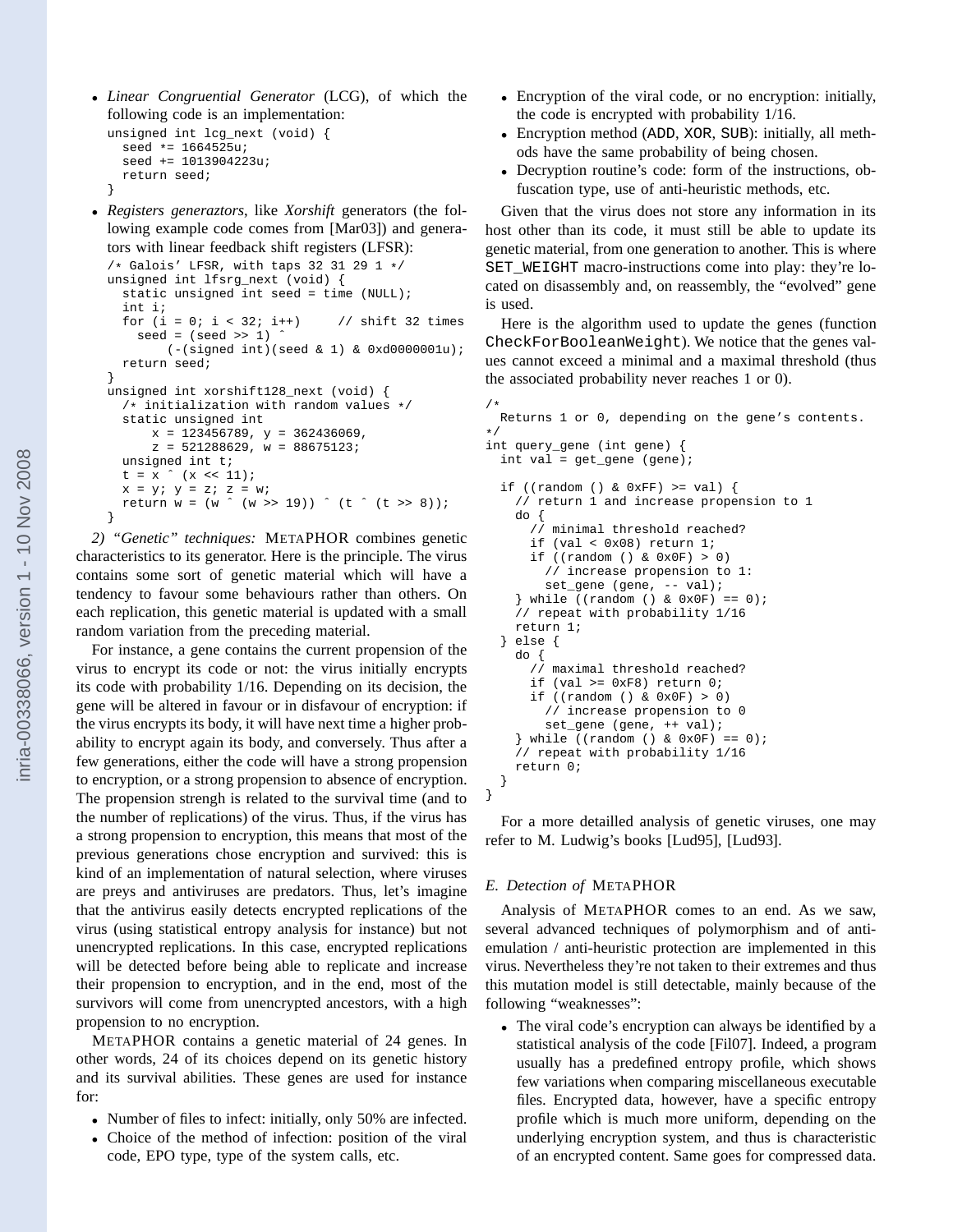- *Linear Congruential Generator* (LCG), of which the following code is an implementation:

```
unsigned int lcg_next (void) {
  seed *= 1664525u;
  seed += 1013904223u;
  return seed;
}
```

- *Registers generaztors*, like *Xorshift* generators (the following example code comes from [Mar03]) and generators with linear feedback shift registers (LFSR):

```
/* Galois' LFSR, with taps 32 31 29 1 */
unsigned int lfsrg_next (void) {
  static unsigned int seed = time (NULL);
  int i;
  for (i = 0; i < 32; i++)      // shift 32 times
    seed = (seed >> 1) ^
        (-(signed int)(seed & 1) & 0xd0000001u);
  return seed;
}
unsigned int xorshift128_next (void) {
  /* initialization with random values */
  static unsigned int
      x = 123456789, y = 362436069,
      z = 521288629, w = 88675123;
  unsigned int t;
  t = x ^ (x << 11);
  x = y; y = z; z = w;
  return w = (w ^ (w >> 19)) ^ (t ^ (t >> 8));
}
```

*2) "Genetic" techniques:* METAPHOR combines genetic characteristics to its generator. Here is the principle. The virus contains some sort of genetic material which will have a tendency to favour some behaviours rather than others. On each replication, this genetic material is updated with a small random variation from the preceding material.

For instance, a gene contains the current propension of the virus to encrypt its code or not: the virus initially encrypts its code with probability 1/16. Depending on its decision, the gene will be altered in favour or in disfavour of encryption: if the virus encrypts its body, it will have next time a higher probability to encrypt again its body, and conversely. Thus after a few generations, either the code will have a strong propension to encryption, or a strong propension to absence of encryption. The propension strengh is related to the survival time (and to the number of replications) of the virus. Thus, if the virus has a strong propension to encryption, this means that most of the previous generations chose encryption and survived: this is kind of an implementation of natural selection, where viruses are preys and antiviruses are predators. Thus, let's imagine that the antivirus easily detects encrypted replications of the virus (using statistical entropy analysis for instance) but not unencrypted replications. In this case, encrypted replications will be detected before being able to replicate and increase their propension to encryption, and in the end, most of the survivors will come from unencrypted ancestors, with a high propension to no encryption.

METAPHOR contains a genetic material of 24 genes. In other words, 24 of its choices depend on its genetic history and its survival abilities. These genes are used for instance for:

- Number of files to infect: initially, only 50% are infected.
- Choice of the method of infection: position of the viral code, EPO type, type of the system calls, etc.
- Encryption of the viral code, or no encryption: initially, the code is encrypted with probability 1/16.
- Encryption method (ADD, XOR, SUB): initially, all methods have the same probability of being chosen.
- Decryption routine's code: form of the instructions, obfuscation type, use of anti-heuristic methods, etc.

Given that the virus does not store any information in its host other than its code, it must still be able to update its genetic material, from one generation to another. This is where SET_WEIGHT macro-instructions come into play: they're located on disassembly and, on reassembly, the "evolved" gene is used.

Here is the algorithm used to update the genes (function CheckForBooleanWeight). We notice that the genes values cannot exceed a minimal and a maximal threshold (thus the associated probability never reaches 1 or 0).

```
/*
  Returns 1 or 0, depending on the gene's contents.
*/
int query_gene (int gene) {
  int val = get_gene (gene);

  if ((random () & 0xFF) >= val) {
    // return 1 and increase propension to 1
    do {
      // minimal threshold reached?
      if (val < 0x08) return 1;
      if ((random () & 0x0F) > 0)
        // increase propension to 1:
        set_gene (gene, -- val);
    } while ((random () & 0x0F) == 0);
    // repeat with probability 1/16
    return 1;
  } else {
    do {
      // maximal threshold reached?
      if (val >= 0xF8) return 0;
      if ((random () & 0x0F) > 0)
        // increase propension to 0
        set_gene (gene, ++ val);
    } while ((random () & 0x0F) == 0);
    // repeat with probability 1/16
    return 0;
  }
}
```

For a more detailled analysis of genetic viruses, one may refer to M. Ludwig's books [Lud95], [Lud93].

### *E. Detection of* METAPHOR

Analysis of METAPHOR comes to an end. As we saw, several advanced techniques of polymorphism and of anti-emulation / anti-heuristic protection are implemented in this virus. Nevertheless they're not taken to their extremes and thus this mutation model is still detectable, mainly because of the following "weaknesses":

- The viral code's encryption can always be identified by a statistical analysis of the code [Fil07]. Indeed, a program usually has a predefined entropy profile, which shows few variations when comparing miscellaneous executable files. Encrypted data, however, have a specific entropy profile which is much more uniform, depending on the underlying encryption system, and thus is characteristic of an encrypted content. Same goes for compressed data.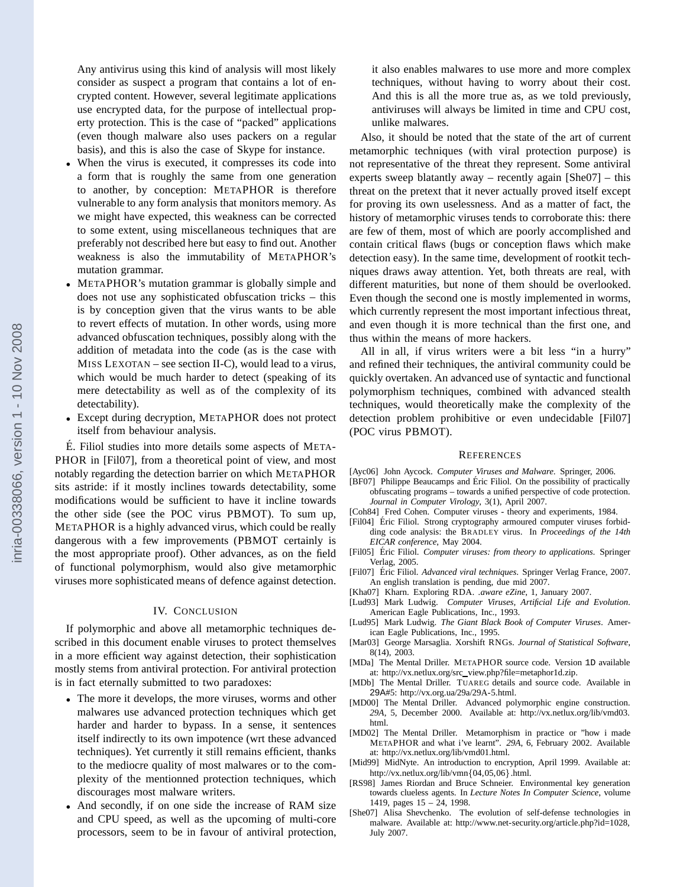Any antivirus using this kind of analysis will most likely consider as suspect a program that contains a lot of encrypted content. However, several legitimate applications use encrypted data, for the purpose of intellectual property protection. This is the case of "packed" applications (even though malware also uses packers on a regular basis), and this is also the case of Skype for instance.

- When the virus is executed, it compresses its code into a form that is roughly the same from one generation to another, by conception: METAPHOR is therefore vulnerable to any form analysis that monitors memory. As we might have expected, this weakness can be corrected to some extent, using miscellaneous techniques that are preferably not described here but easy to find out. Another weakness is also the immutability of METAPHOR's mutation grammar.
- METAPHOR's mutation grammar is globally simple and does not use any sophisticated obfuscation tricks – this is by conception given that the virus wants to be able to revert effects of mutation. In other words, using more advanced obfuscation techniques, possibly along with the addition of metadata into the code (as is the case with MISS LEXOTAN – see section II-C), would lead to a virus, which would be much harder to detect (speaking of its mere detectability as well as of the complexity of its detectability).
- Except during decryption, METAPHOR does not protect itself from behaviour analysis.

É. Filiol studies into more details some aspects of METAPHOR in [Fil07], from a theoretical point of view, and most notably regarding the detection barrier on which METAPHOR sits astride: if it mostly inclines towards detectability, some modifications would be sufficient to have it incline towards the other side (see the POC virus PBMOT). To sum up, METAPHOR is a highly advanced virus, which could be really dangerous with a few improvements (PBMOT certainly is the most appropriate proof). Other advances, as on the field of functional polymorphism, would also give metamorphic viruses more sophisticated means of defence against detection.

## IV. Conclusion

If polymorphic and above all metamorphic techniques described in this document enable viruses to protect themselves in a more efficient way against detection, their sophistication mostly stems from antiviral protection. For antiviral protection is in fact eternally submitted to two paradoxes:

- The more it develops, the more viruses, worms and other malwares use advanced protection techniques which get harder and harder to bypass. In a sense, it sentences itself indirectly to its own impotence (wrt these advanced techniques). Yet currently it still remains efficient, thanks to the mediocre quality of most malwares or to the complexity of the mentionned protection techniques, which discourages most malware writers.
- And secondly, if on one side the increase of RAM size and CPU speed, as well as the upcoming of multi-core processors, seem to be in favour of antiviral protection, it also enables malwares to use more and more complex techniques, without having to worry about their cost. And this is all the more true as, as we told previously, antiviruses will always be limited in time and CPU cost, unlike malwares.

Also, it should be noted that the state of the art of current metamorphic techniques (with viral protection purpose) is not representative of the threat they represent. Some antiviral experts sweep blatantly away – recently again [She07] – this threat on the pretext that it never actually proved itself except for proving its own uselessness. And as a matter of fact, the history of metamorphic viruses tends to corroborate this: there are few of them, most of which are poorly accomplished and contain critical flaws (bugs or conception flaws which make detection easy). In the same time, development of rootkit techniques draws away attention. Yet, both threats are real, with different maturities, but none of them should be overlooked. Even though the second one is mostly implemented in worms, which currently represent the most important infectious threat, and even though it is more technical than the first one, and thus within the means of more hackers.

All in all, if virus writers were a bit less "in a hurry" and refined their techniques, the antiviral community could be quickly overtaken. An advanced use of syntactic and functional polymorphism techniques, combined with advanced stealth techniques, would theoretically make the complexity of the detection problem prohibitive or even undecidable [Fil07] (POC virus PBMOT).

## References

[Ayc06] John Aycock. *Computer Viruses and Malware*. Springer, 2006.

[BF07] Philippe Beaucamps and Éric Filiol. On the possibility of practically obfuscating programs – towards a unified perspective of code protection. *Journal in Computer Virology*, 3(1), April 2007.

[Coh84] Fred Cohen. Computer viruses - theory and experiments, 1984.

[Fil04] Éric Filiol. Strong cryptography armoured computer viruses forbidding code analysis: the BRADLEY virus. In *Proceedings of the 14th EICAR conference*, May 2004.

[Fil05] Éric Filiol. *Computer viruses: from theory to applications*. Springer Verlag, 2005.

[Fil07] Éric Filiol. *Advanced viral techniques*. Springer Verlag France, 2007. An english translation is pending, due mid 2007.

[Kha07] Kharn. Exploring RDA. *.aware eZine*, 1, January 2007.

[Lud93] Mark Ludwig. *Computer Viruses, Artificial Life and Evolution*. American Eagle Publications, Inc., 1993.

[Lud95] Mark Ludwig. *The Giant Black Book of Computer Viruses*. American Eagle Publications, Inc., 1995.

[Mar03] George Marsaglia. Xorshift RNGs. *Journal of Statistical Software*, 8(14), 2003.

[MDa] The Mental Driller. METAPHOR source code. Version 1D available at: http://vx.netlux.org/src_view.php?file=metaphor1d.zip.

[MDb] The Mental Driller. TUAREG details and source code. Available in 29A#5: http://vx.org.ua/29a/29A-5.html.

[MD00] The Mental Driller. Advanced polymorphic engine construction. *29A*, 5, December 2000. Available at: http://vx.netlux.org/lib/vmd03.html.

[MD02] The Mental Driller. Metamorphism in practice or "how i made METAPHOR and what i've learnt". *29A*, 6, February 2002. Available at: http://vx.netlux.org/lib/vmd01.html.

[Mid99] MidNyte. An introduction to encryption, April 1999. Available at: http://vx.netlux.org/lib/vmn{04,05,06}.html.

[RS98] James Riordan and Bruce Schneier. Environmental key generation towards clueless agents. In *Lecture Notes In Computer Science*, volume 1419, pages 15 – 24, 1998.

[She07] Alisa Shevchenko. The evolution of self-defense technologies in malware. Available at: http://www.net-security.org/article.php?id=1028, July 2007.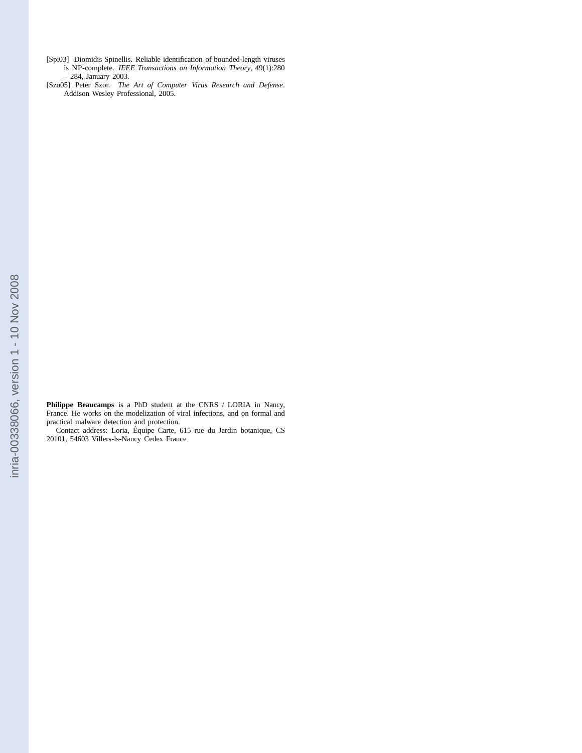[Spi03] Diomidis Spinellis. Reliable identification of bounded-length viruses is NP-complete. *IEEE Transactions on Information Theory*, 49(1):280 – 284, January 2003.

[Szo05] Peter Szor. *The Art of Computer Virus Research and Defense*. Addison Wesley Professional, 2005.

**Philippe Beaucamps** is a PhD student at the CNRS / LORIA in Nancy, France. He works on the modelization of viral infections, and on formal and practical malware detection and protection.

Contact address: Loria, Équipe Carte, 615 rue du Jardin botanique, CS 20101, 54603 Villers-ls-Nancy Cedex France